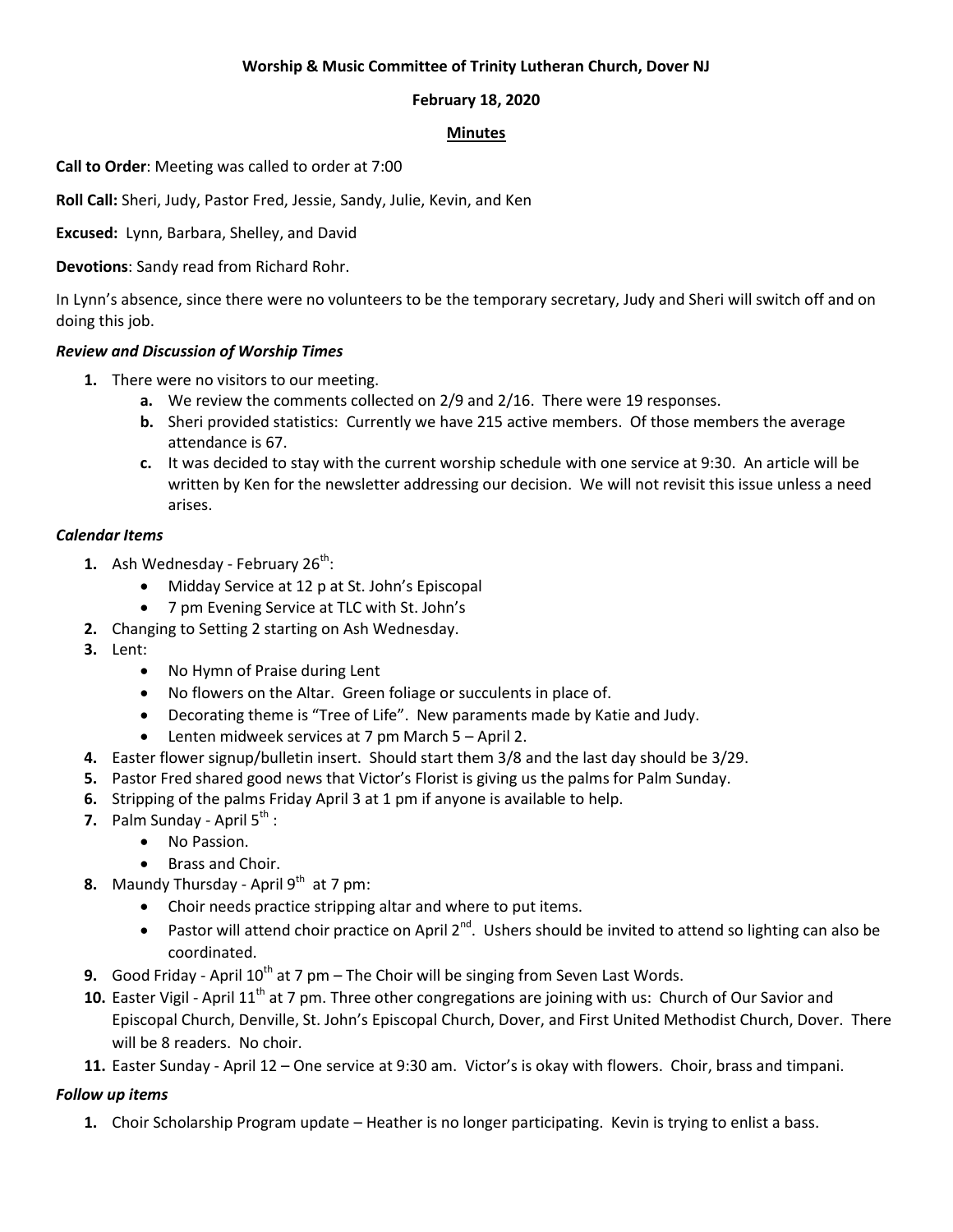**Worship & Music Committee of Trinity Lutheran Church, Dover NJ**

**February 18, 2020**

**Minutes**

**Call to Order**: Meeting was called to order at 7:00

**Roll Call:** Sheri, Judy, Pastor Fred, Jessie, Sandy, Julie, Kevin, and Ken

**Excused:** Lynn, Barbara, Shelley, and David

**Devotions**: Sandy read from Richard Rohr.

In Lynn's absence, since there were no volunteers to be the temporary secretary, Judy and Sheri will switch off and on doing this job.

***Review and Discussion of Worship Times***

1. There were no visitors to our meeting.
   a. We review the comments collected on 2/9 and 2/16. There were 19 responses.
   b. Sheri provided statistics: Currently we have 215 active members. Of those members the average attendance is 67.
   c. It was decided to stay with the current worship schedule with one service at 9:30. An article will be written by Ken for the newsletter addressing our decision. We will not revisit this issue unless a need arises.

***Calendar Items***

1. Ash Wednesday - February 26th:
   - Midday Service at 12 p at St. John's Episcopal
   - 7 pm Evening Service at TLC with St. John's
2. Changing to Setting 2 starting on Ash Wednesday.
3. Lent:
   - No Hymn of Praise during Lent
   - No flowers on the Altar. Green foliage or succulents in place of.
   - Decorating theme is "Tree of Life". New paraments made by Katie and Judy.
   - Lenten midweek services at 7 pm March 5 – April 2.
4. Easter flower signup/bulletin insert. Should start them 3/8 and the last day should be 3/29.
5. Pastor Fred shared good news that Victor's Florist is giving us the palms for Palm Sunday.
6. Stripping of the palms Friday April 3 at 1 pm if anyone is available to help.
7. Palm Sunday - April 5th :
   - No Passion.
   - Brass and Choir.
8. Maundy Thursday - April 9th at 7 pm:
   - Choir needs practice stripping altar and where to put items.
   - Pastor will attend choir practice on April 2nd. Ushers should be invited to attend so lighting can also be coordinated.
9. Good Friday - April 10th at 7 pm – The Choir will be singing from Seven Last Words.
10. Easter Vigil - April 11th at 7 pm. Three other congregations are joining with us: Church of Our Savior and Episcopal Church, Denville, St. John's Episcopal Church, Dover, and First United Methodist Church, Dover. There will be 8 readers. No choir.
11. Easter Sunday - April 12 – One service at 9:30 am. Victor's is okay with flowers. Choir, brass and timpani.

***Follow up items***

1. Choir Scholarship Program update – Heather is no longer participating. Kevin is trying to enlist a bass.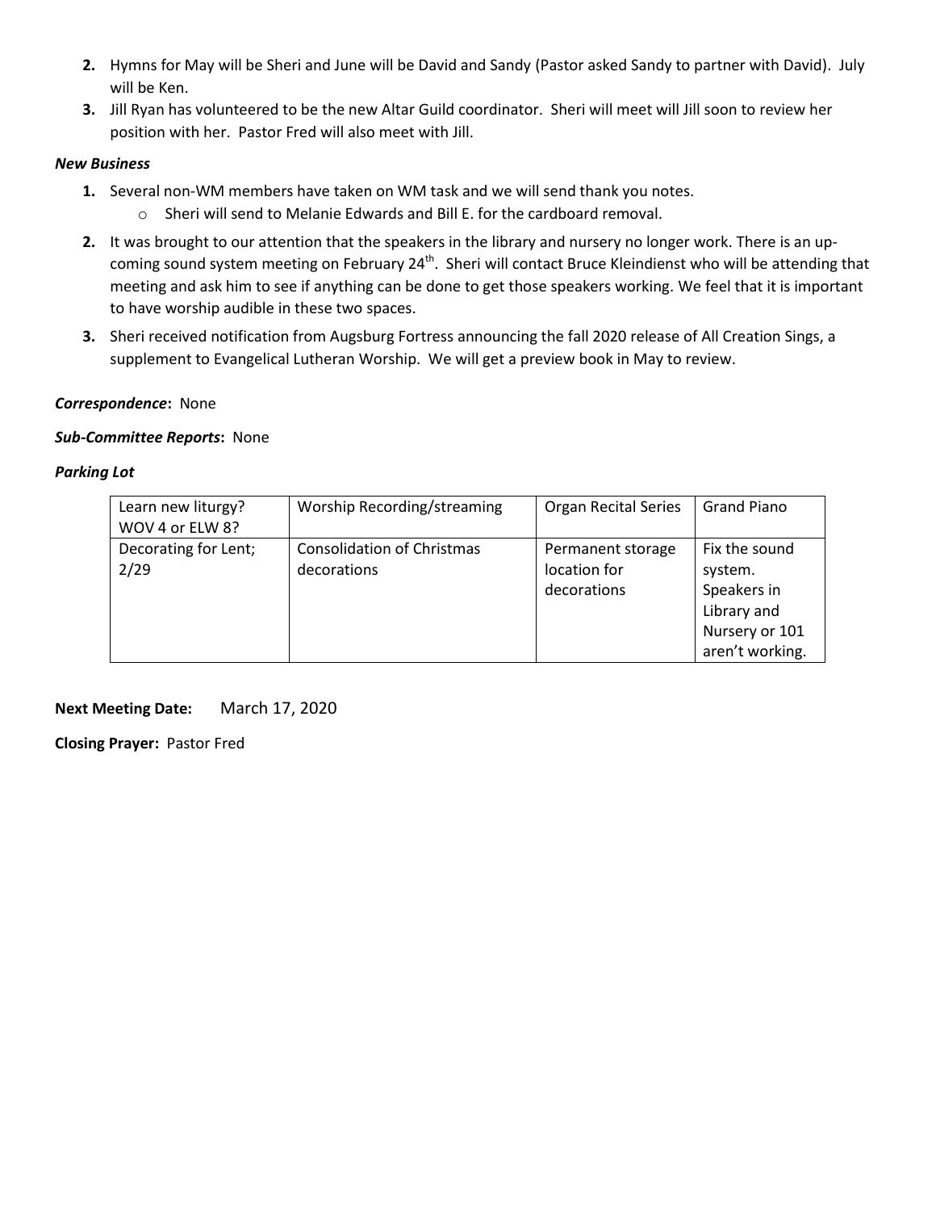2. Hymns for May will be Sheri and June will be David and Sandy (Pastor asked Sandy to partner with David). July will be Ken.
3. Jill Ryan has volunteered to be the new Altar Guild coordinator. Sheri will meet will Jill soon to review her position with her. Pastor Fred will also meet with Jill.

***New Business***

1. Several non-WM members have taken on WM task and we will send thank you notes.
   - Sheri will send to Melanie Edwards and Bill E. for the cardboard removal.
2. It was brought to our attention that the speakers in the library and nursery no longer work. There is an up-coming sound system meeting on February 24th. Sheri will contact Bruce Kleindienst who will be attending that meeting and ask him to see if anything can be done to get those speakers working. We feel that it is important to have worship audible in these two spaces.
3. Sheri received notification from Augsburg Fortress announcing the fall 2020 release of All Creation Sings, a supplement to Evangelical Lutheran Worship. We will get a preview book in May to review.

***Correspondence*:** None

***Sub-Committee Reports*:** None

***Parking Lot***

| | | | |
|---|---|---|---|
| Learn new liturgy? WOV 4 or ELW 8? | Worship Recording/streaming | Organ Recital Series | Grand Piano |
| Decorating for Lent; 2/29 | Consolidation of Christmas decorations | Permanent storage location for decorations | Fix the sound system. Speakers in Library and Nursery or 101 aren't working. |

**Next Meeting Date:** March 17, 2020

**Closing Prayer:** Pastor Fred